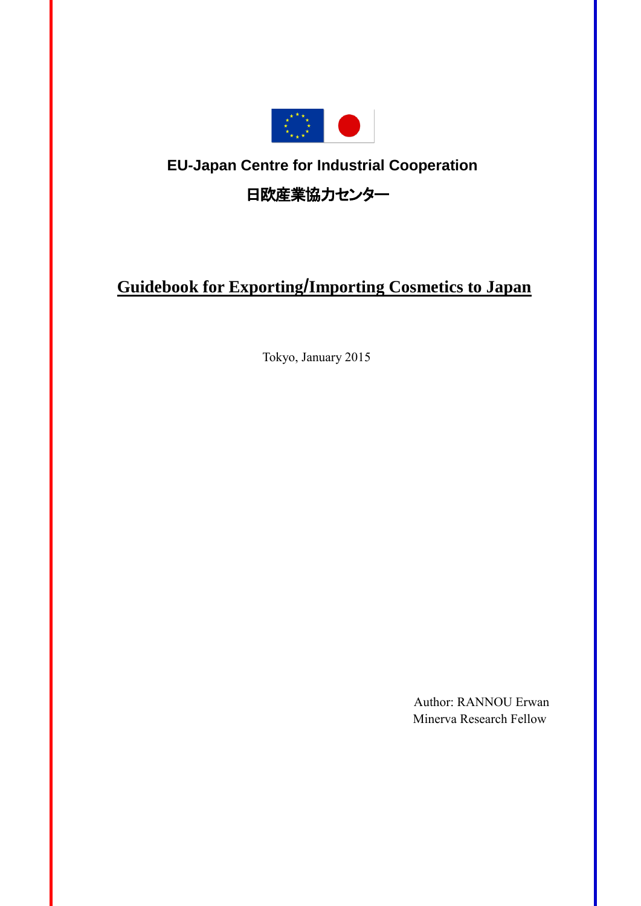**EU-Japan Centre for Industrial Cooperation**

**日欧産業協力センター**

# Guidebook for Exporting/Importing Cosmetics to Japan

Tokyo, January 2015

Author: RANNOU Erwan
Minerva Research Fellow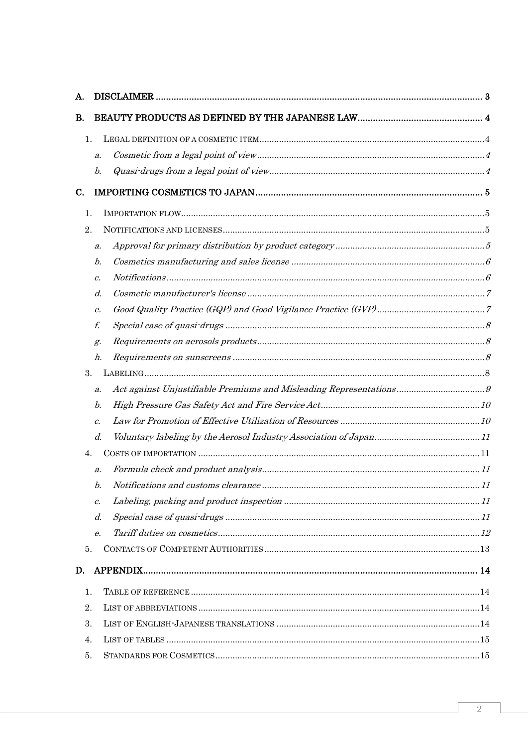A. DISCLAIMER ........................................................................................................................ 3

B. BEAUTY PRODUCTS AS DEFINED BY THE JAPANESE LAW ................................................ 4

1. LEGAL DEFINITION OF A COSMETIC ITEM ........................................................................................ 4

   a. *Cosmetic from a legal point of view* ........................................................................................ *4*

   b. *Quasi-drugs from a legal point of view* .................................................................................... *4*

C. IMPORTING COSMETICS TO JAPAN ........................................................................................ 5

1. IMPORTATION FLOW ........................................................................................................................ 5

2. NOTIFICATIONS AND LICENSES ....................................................................................................... 5

   a. *Approval for primary distribution by product category* ........................................................... *5*

   b. *Cosmetics manufacturing and sales license* ............................................................................. *6*

   c. *Notifications* ............................................................................................................................ *6*

   d. *Cosmetic manufacturer's license* ............................................................................................. *7*

   e. *Good Quality Practice (GQP) and Good Vigilance Practice (GVP)* ............................................ *7*

   f. *Special case of quasi-drugs* ..................................................................................................... *8*

   g. *Requirements on aerosols products* ......................................................................................... *8*

   h. *Requirements on sunscreens* ................................................................................................... *8*

3. LABELING ........................................................................................................................................ 8

   a. *Act against Unjustifiable Premiums and Misleading Representations* ...................................... *9*

   b. *High Pressure Gas Safety Act and Fire Service Act* ................................................................ *10*

   c. *Law for Promotion of Effective Utilization of Resources* ........................................................ *10*

   d. *Voluntary labeling by the Aerosol Industry Association of Japan* ........................................... *11*

4. COSTS OF IMPORTATION ............................................................................................................... 11

   a. *Formula check and product analysis* ...................................................................................... *11*

   b. *Notifications and customs clearance* ...................................................................................... *11*

   c. *Labeling, packing and product inspection* ............................................................................. *11*

   d. *Special case of quasi-drugs* ................................................................................................... *11*

   e. *Tariff duties on cosmetics* ..................................................................................................... *12*

5. CONTACTS OF COMPETENT AUTHORITIES ..................................................................................... 13

D. APPENDIX ............................................................................................................................. 14

1. TABLE OF REFERENCE .................................................................................................................. 14

2. LIST OF ABBREVIATIONS ............................................................................................................... 14

3. LIST OF ENGLISH-JAPANESE TRANSLATIONS ................................................................................. 14

4. LIST OF TABLES ............................................................................................................................ 15

5. STANDARDS FOR COSMETICS ........................................................................................................ 15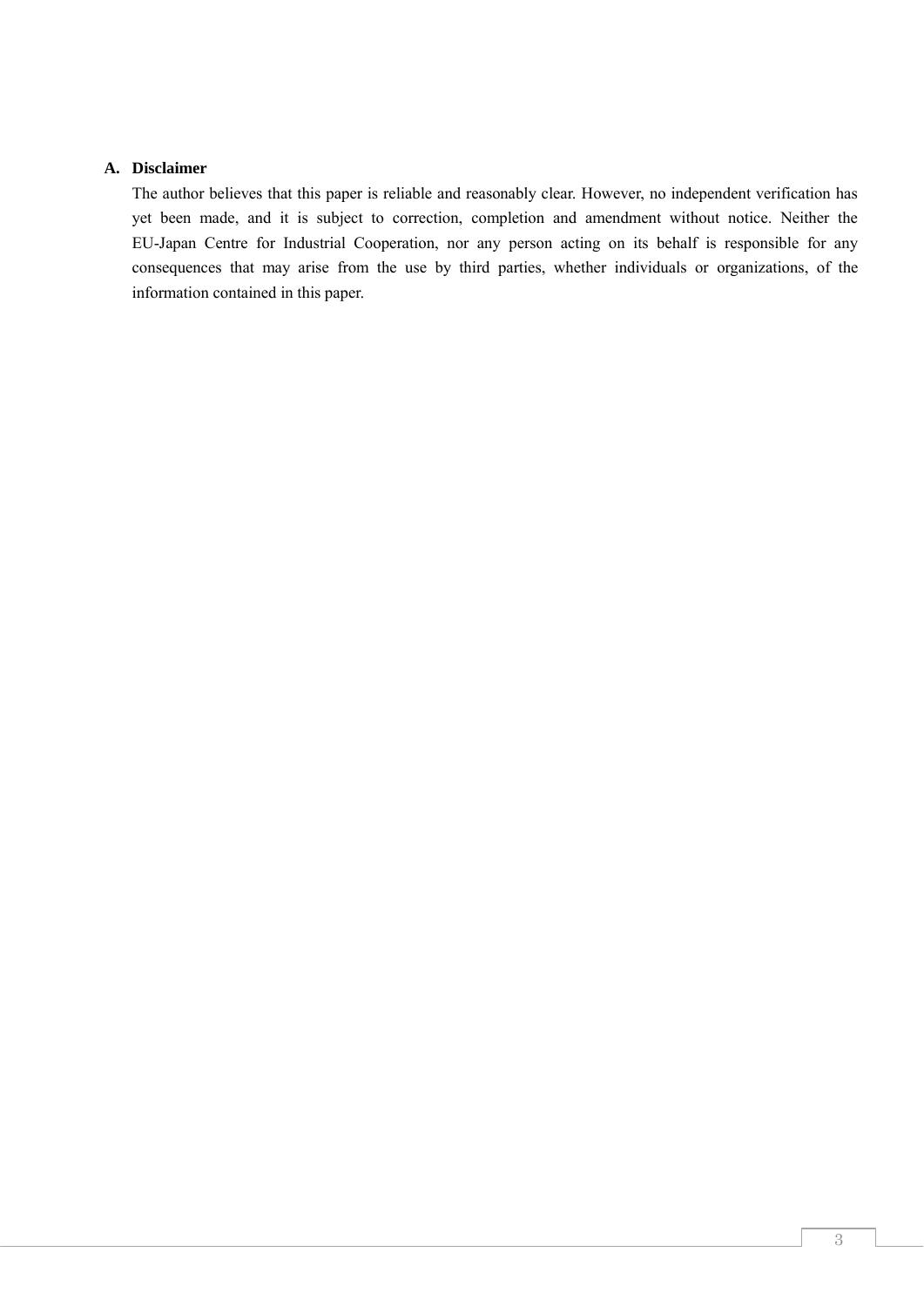## A. Disclaimer

The author believes that this paper is reliable and reasonably clear. However, no independent verification has yet been made, and it is subject to correction, completion and amendment without notice. Neither the EU-Japan Centre for Industrial Cooperation, nor any person acting on its behalf is responsible for any consequences that may arise from the use by third parties, whether individuals or organizations, of the information contained in this paper.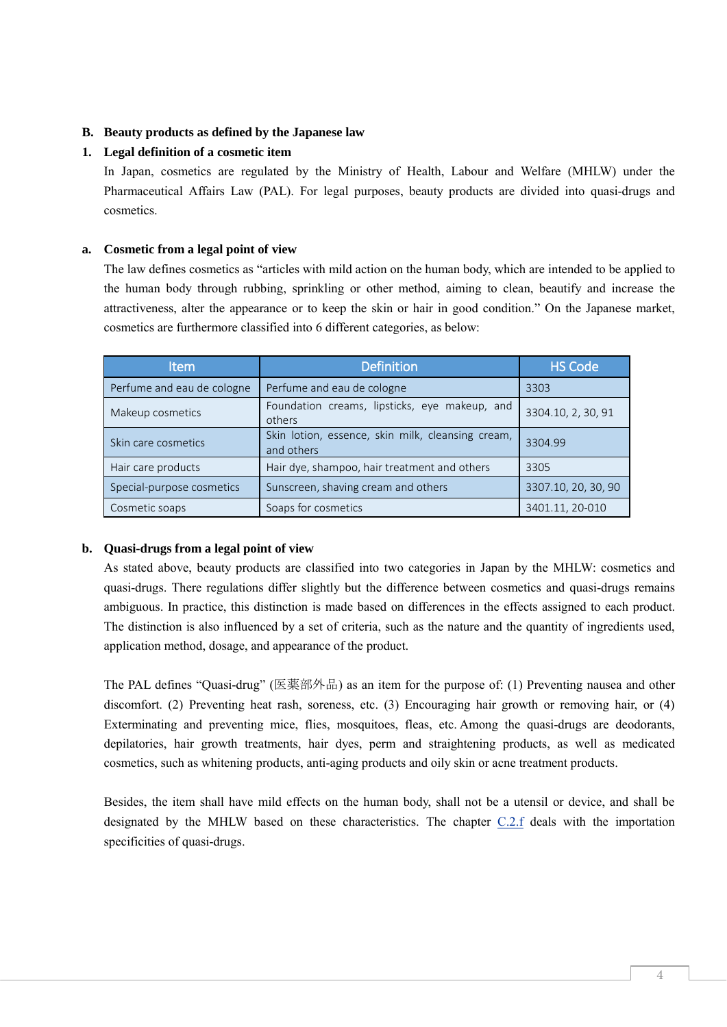## B. Beauty products as defined by the Japanese law

### 1. Legal definition of a cosmetic item

In Japan, cosmetics are regulated by the Ministry of Health, Labour and Welfare (MHLW) under the Pharmaceutical Affairs Law (PAL). For legal purposes, beauty products are divided into quasi-drugs and cosmetics.

#### a. Cosmetic from a legal point of view

The law defines cosmetics as "articles with mild action on the human body, which are intended to be applied to the human body through rubbing, sprinkling or other method, aiming to clean, beautify and increase the attractiveness, alter the appearance or to keep the skin or hair in good condition." On the Japanese market, cosmetics are furthermore classified into 6 different categories, as below:

| Item | Definition | HS Code |
|---|---|---|
| Perfume and eau de cologne | Perfume and eau de cologne | 3303 |
| Makeup cosmetics | Foundation creams, lipsticks, eye makeup, and others | 3304.10, 2, 30, 91 |
| Skin care cosmetics | Skin lotion, essence, skin milk, cleansing cream, and others | 3304.99 |
| Hair care products | Hair dye, shampoo, hair treatment and others | 3305 |
| Special-purpose cosmetics | Sunscreen, shaving cream and others | 3307.10, 20, 30, 90 |
| Cosmetic soaps | Soaps for cosmetics | 3401.11, 20-010 |

#### b. Quasi-drugs from a legal point of view

As stated above, beauty products are classified into two categories in Japan by the MHLW: cosmetics and quasi-drugs. There regulations differ slightly but the difference between cosmetics and quasi-drugs remains ambiguous. In practice, this distinction is made based on differences in the effects assigned to each product. The distinction is also influenced by a set of criteria, such as the nature and the quantity of ingredients used, application method, dosage, and appearance of the product.

The PAL defines "Quasi-drug" (医薬部外品) as an item for the purpose of: (1) Preventing nausea and other discomfort. (2) Preventing heat rash, soreness, etc. (3) Encouraging hair growth or removing hair, or (4) Exterminating and preventing mice, flies, mosquitoes, fleas, etc. Among the quasi-drugs are deodorants, depilatories, hair growth treatments, hair dyes, perm and straightening products, as well as medicated cosmetics, such as whitening products, anti-aging products and oily skin or acne treatment products.

Besides, the item shall have mild effects on the human body, shall not be a utensil or device, and shall be designated by the MHLW based on these characteristics. The chapter C.2.f deals with the importation specificities of quasi-drugs.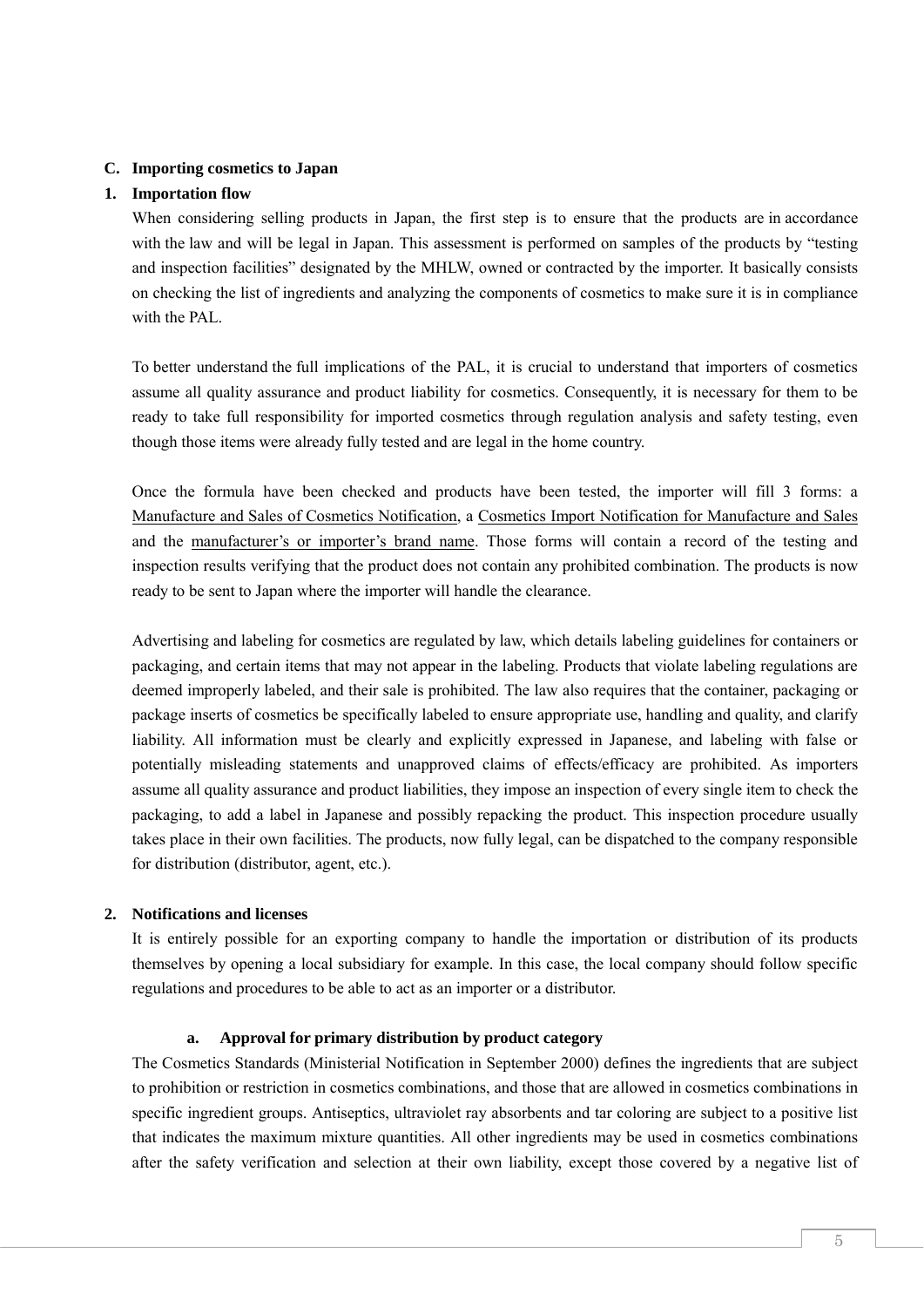## C. Importing cosmetics to Japan

### 1. Importation flow

When considering selling products in Japan, the first step is to ensure that the products are in accordance with the law and will be legal in Japan. This assessment is performed on samples of the products by "testing and inspection facilities" designated by the MHLW, owned or contracted by the importer. It basically consists on checking the list of ingredients and analyzing the components of cosmetics to make sure it is in compliance with the PAL.

To better understand the full implications of the PAL, it is crucial to understand that importers of cosmetics assume all quality assurance and product liability for cosmetics. Consequently, it is necessary for them to be ready to take full responsibility for imported cosmetics through regulation analysis and safety testing, even though those items were already fully tested and are legal in the home country.

Once the formula have been checked and products have been tested, the importer will fill 3 forms: a Manufacture and Sales of Cosmetics Notification, a Cosmetics Import Notification for Manufacture and Sales and the manufacturer's or importer's brand name. Those forms will contain a record of the testing and inspection results verifying that the product does not contain any prohibited combination. The products is now ready to be sent to Japan where the importer will handle the clearance.

Advertising and labeling for cosmetics are regulated by law, which details labeling guidelines for containers or packaging, and certain items that may not appear in the labeling. Products that violate labeling regulations are deemed improperly labeled, and their sale is prohibited. The law also requires that the container, packaging or package inserts of cosmetics be specifically labeled to ensure appropriate use, handling and quality, and clarify liability. All information must be clearly and explicitly expressed in Japanese, and labeling with false or potentially misleading statements and unapproved claims of effects/efficacy are prohibited. As importers assume all quality assurance and product liabilities, they impose an inspection of every single item to check the packaging, to add a label in Japanese and possibly repacking the product. This inspection procedure usually takes place in their own facilities. The products, now fully legal, can be dispatched to the company responsible for distribution (distributor, agent, etc.).

### 2. Notifications and licenses

It is entirely possible for an exporting company to handle the importation or distribution of its products themselves by opening a local subsidiary for example. In this case, the local company should follow specific regulations and procedures to be able to act as an importer or a distributor.

#### a. Approval for primary distribution by product category

The Cosmetics Standards (Ministerial Notification in September 2000) defines the ingredients that are subject to prohibition or restriction in cosmetics combinations, and those that are allowed in cosmetics combinations in specific ingredient groups. Antiseptics, ultraviolet ray absorbents and tar coloring are subject to a positive list that indicates the maximum mixture quantities. All other ingredients may be used in cosmetics combinations after the safety verification and selection at their own liability, except those covered by a negative list of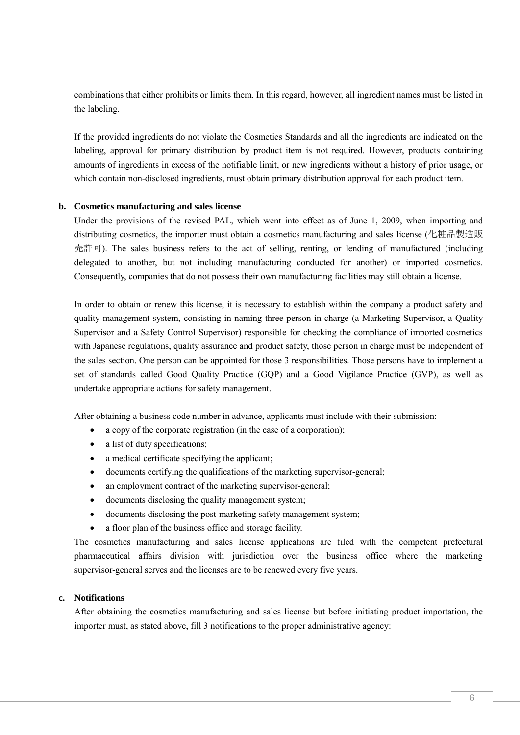combinations that either prohibits or limits them. In this regard, however, all ingredient names must be listed in the labeling.

If the provided ingredients do not violate the Cosmetics Standards and all the ingredients are indicated on the labeling, approval for primary distribution by product item is not required. However, products containing amounts of ingredients in excess of the notifiable limit, or new ingredients without a history of prior usage, or which contain non-disclosed ingredients, must obtain primary distribution approval for each product item.

**b. Cosmetics manufacturing and sales license**

Under the provisions of the revised PAL, which went into effect as of June 1, 2009, when importing and distributing cosmetics, the importer must obtain a cosmetics manufacturing and sales license (化粧品製造販売許可). The sales business refers to the act of selling, renting, or lending of manufactured (including delegated to another, but not including manufacturing conducted for another) or imported cosmetics. Consequently, companies that do not possess their own manufacturing facilities may still obtain a license.

In order to obtain or renew this license, it is necessary to establish within the company a product safety and quality management system, consisting in naming three person in charge (a Marketing Supervisor, a Quality Supervisor and a Safety Control Supervisor) responsible for checking the compliance of imported cosmetics with Japanese regulations, quality assurance and product safety, those person in charge must be independent of the sales section. One person can be appointed for those 3 responsibilities. Those persons have to implement a set of standards called Good Quality Practice (GQP) and a Good Vigilance Practice (GVP), as well as undertake appropriate actions for safety management.

After obtaining a business code number in advance, applicants must include with their submission:

- a copy of the corporate registration (in the case of a corporation);
- a list of duty specifications;
- a medical certificate specifying the applicant;
- documents certifying the qualifications of the marketing supervisor-general;
- an employment contract of the marketing supervisor-general;
- documents disclosing the quality management system;
- documents disclosing the post-marketing safety management system;
- a floor plan of the business office and storage facility.

The cosmetics manufacturing and sales license applications are filed with the competent prefectural pharmaceutical affairs division with jurisdiction over the business office where the marketing supervisor-general serves and the licenses are to be renewed every five years.

**c. Notifications**

After obtaining the cosmetics manufacturing and sales license but before initiating product importation, the importer must, as stated above, fill 3 notifications to the proper administrative agency: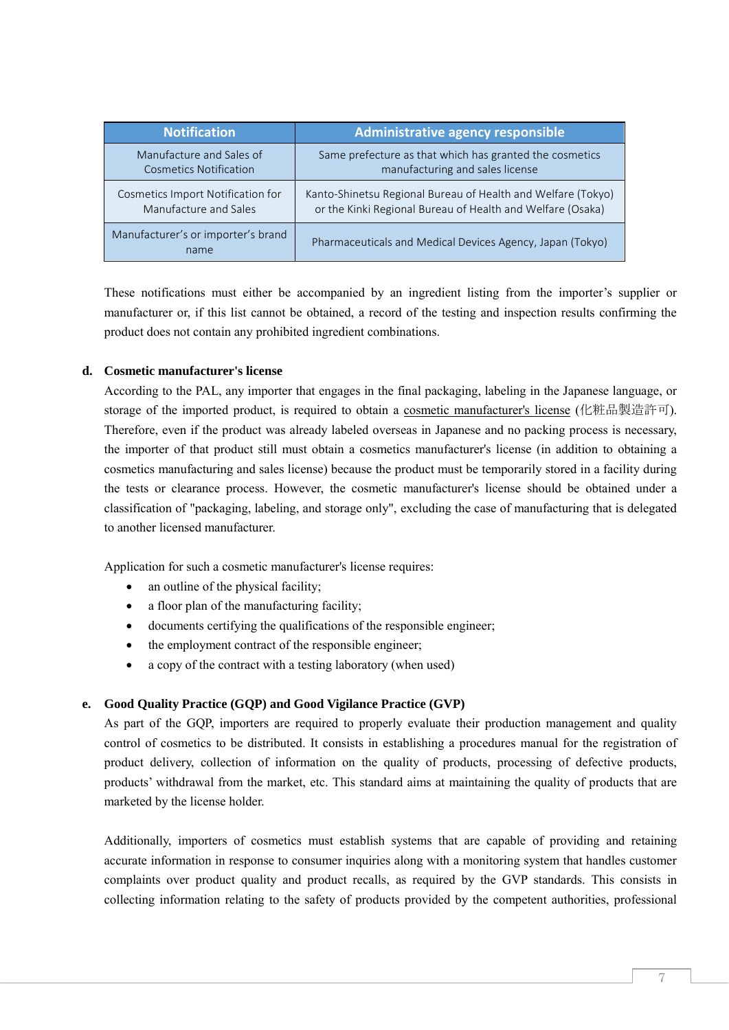| Notification | Administrative agency responsible |
|---|---|
| Manufacture and Sales of Cosmetics Notification | Same prefecture as that which has granted the cosmetics manufacturing and sales license |
| Cosmetics Import Notification for Manufacture and Sales | Kanto-Shinetsu Regional Bureau of Health and Welfare (Tokyo) or the Kinki Regional Bureau of Health and Welfare (Osaka) |
| Manufacturer's or importer's brand name | Pharmaceuticals and Medical Devices Agency, Japan (Tokyo) |

These notifications must either be accompanied by an ingredient listing from the importer's supplier or manufacturer or, if this list cannot be obtained, a record of the testing and inspection results confirming the product does not contain any prohibited ingredient combinations.

**d. Cosmetic manufacturer's license**

According to the PAL, any importer that engages in the final packaging, labeling in the Japanese language, or storage of the imported product, is required to obtain a cosmetic manufacturer's license (化粧品製造許可). Therefore, even if the product was already labeled overseas in Japanese and no packing process is necessary, the importer of that product still must obtain a cosmetics manufacturer's license (in addition to obtaining a cosmetics manufacturing and sales license) because the product must be temporarily stored in a facility during the tests or clearance process. However, the cosmetic manufacturer's license should be obtained under a classification of "packaging, labeling, and storage only", excluding the case of manufacturing that is delegated to another licensed manufacturer.

Application for such a cosmetic manufacturer's license requires:

- an outline of the physical facility;
- a floor plan of the manufacturing facility;
- documents certifying the qualifications of the responsible engineer;
- the employment contract of the responsible engineer;
- a copy of the contract with a testing laboratory (when used)

**e. Good Quality Practice (GQP) and Good Vigilance Practice (GVP)**

As part of the GQP, importers are required to properly evaluate their production management and quality control of cosmetics to be distributed. It consists in establishing a procedures manual for the registration of product delivery, collection of information on the quality of products, processing of defective products, products' withdrawal from the market, etc. This standard aims at maintaining the quality of products that are marketed by the license holder.

Additionally, importers of cosmetics must establish systems that are capable of providing and retaining accurate information in response to consumer inquiries along with a monitoring system that handles customer complaints over product quality and product recalls, as required by the GVP standards. This consists in collecting information relating to the safety of products provided by the competent authorities, professional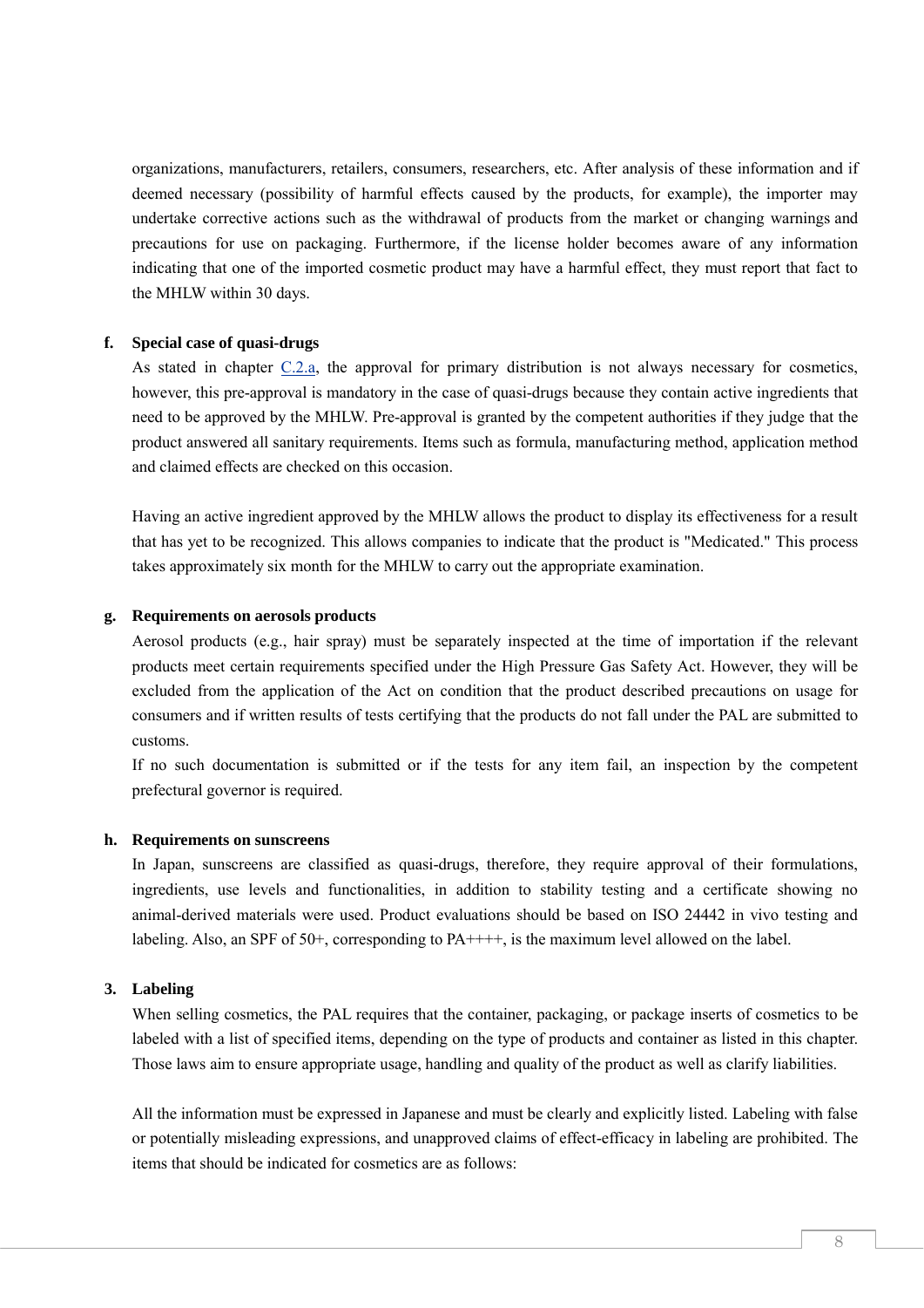organizations, manufacturers, retailers, consumers, researchers, etc. After analysis of these information and if deemed necessary (possibility of harmful effects caused by the products, for example), the importer may undertake corrective actions such as the withdrawal of products from the market or changing warnings and precautions for use on packaging. Furthermore, if the license holder becomes aware of any information indicating that one of the imported cosmetic product may have a harmful effect, they must report that fact to the MHLW within 30 days.

**f. Special case of quasi-drugs**

As stated in chapter C.2.a, the approval for primary distribution is not always necessary for cosmetics, however, this pre-approval is mandatory in the case of quasi-drugs because they contain active ingredients that need to be approved by the MHLW. Pre-approval is granted by the competent authorities if they judge that the product answered all sanitary requirements. Items such as formula, manufacturing method, application method and claimed effects are checked on this occasion.

Having an active ingredient approved by the MHLW allows the product to display its effectiveness for a result that has yet to be recognized. This allows companies to indicate that the product is "Medicated." This process takes approximately six month for the MHLW to carry out the appropriate examination.

**g. Requirements on aerosols products**

Aerosol products (e.g., hair spray) must be separately inspected at the time of importation if the relevant products meet certain requirements specified under the High Pressure Gas Safety Act. However, they will be excluded from the application of the Act on condition that the product described precautions on usage for consumers and if written results of tests certifying that the products do not fall under the PAL are submitted to customs.

If no such documentation is submitted or if the tests for any item fail, an inspection by the competent prefectural governor is required.

**h. Requirements on sunscreens**

In Japan, sunscreens are classified as quasi-drugs, therefore, they require approval of their formulations, ingredients, use levels and functionalities, in addition to stability testing and a certificate showing no animal-derived materials were used. Product evaluations should be based on ISO 24442 in vivo testing and labeling. Also, an SPF of 50+, corresponding to PA++++, is the maximum level allowed on the label.

## 3. Labeling

When selling cosmetics, the PAL requires that the container, packaging, or package inserts of cosmetics to be labeled with a list of specified items, depending on the type of products and container as listed in this chapter. Those laws aim to ensure appropriate usage, handling and quality of the product as well as clarify liabilities.

All the information must be expressed in Japanese and must be clearly and explicitly listed. Labeling with false or potentially misleading expressions, and unapproved claims of effect-efficacy in labeling are prohibited. The items that should be indicated for cosmetics are as follows: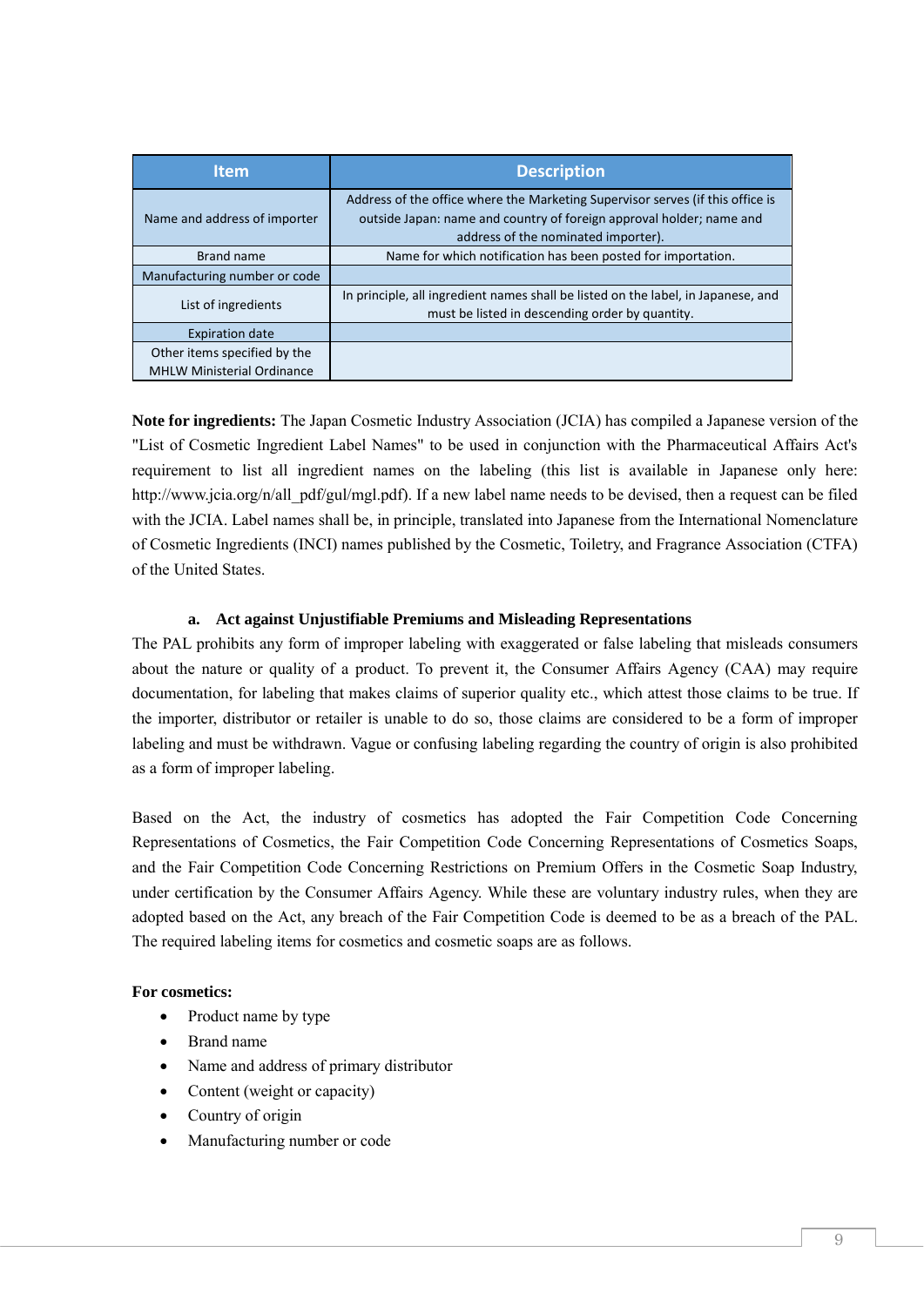| Item | Description |
| --- | --- |
| Name and address of importer | Address of the office where the Marketing Supervisor serves (if this office is outside Japan: name and country of foreign approval holder; name and address of the nominated importer). |
| Brand name | Name for which notification has been posted for importation. |
| Manufacturing number or code | |
| List of ingredients | In principle, all ingredient names shall be listed on the label, in Japanese, and must be listed in descending order by quantity. |
| Expiration date | |
| Other items specified by the MHLW Ministerial Ordinance | |

**Note for ingredients:** The Japan Cosmetic Industry Association (JCIA) has compiled a Japanese version of the "List of Cosmetic Ingredient Label Names" to be used in conjunction with the Pharmaceutical Affairs Act's requirement to list all ingredient names on the labeling (this list is available in Japanese only here: http://www.jcia.org/n/all_pdf/gul/mgl.pdf). If a new label name needs to be devised, then a request can be filed with the JCIA. Label names shall be, in principle, translated into Japanese from the International Nomenclature of Cosmetic Ingredients (INCI) names published by the Cosmetic, Toiletry, and Fragrance Association (CTFA) of the United States.

### a. Act against Unjustifiable Premiums and Misleading Representations

The PAL prohibits any form of improper labeling with exaggerated or false labeling that misleads consumers about the nature or quality of a product. To prevent it, the Consumer Affairs Agency (CAA) may require documentation, for labeling that makes claims of superior quality etc., which attest those claims to be true. If the importer, distributor or retailer is unable to do so, those claims are considered to be a form of improper labeling and must be withdrawn. Vague or confusing labeling regarding the country of origin is also prohibited as a form of improper labeling.

Based on the Act, the industry of cosmetics has adopted the Fair Competition Code Concerning Representations of Cosmetics, the Fair Competition Code Concerning Representations of Cosmetics Soaps, and the Fair Competition Code Concerning Restrictions on Premium Offers in the Cosmetic Soap Industry, under certification by the Consumer Affairs Agency. While these are voluntary industry rules, when they are adopted based on the Act, any breach of the Fair Competition Code is deemed to be as a breach of the PAL. The required labeling items for cosmetics and cosmetic soaps are as follows.

**For cosmetics:**

- Product name by type
- Brand name
- Name and address of primary distributor
- Content (weight or capacity)
- Country of origin
- Manufacturing number or code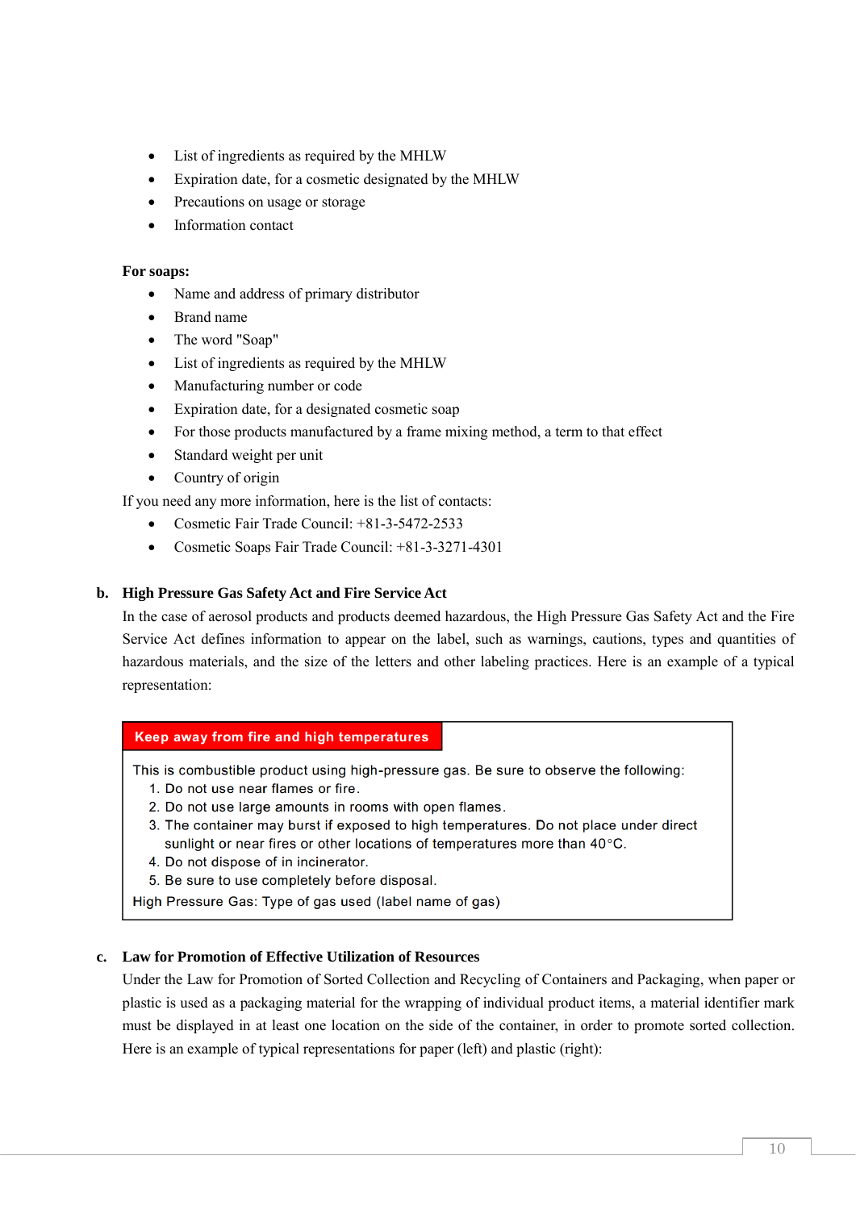- List of ingredients as required by the MHLW
- Expiration date, for a cosmetic designated by the MHLW
- Precautions on usage or storage
- Information contact

**For soaps:**

- Name and address of primary distributor
- Brand name
- The word "Soap"
- List of ingredients as required by the MHLW
- Manufacturing number or code
- Expiration date, for a designated cosmetic soap
- For those products manufactured by a frame mixing method, a term to that effect
- Standard weight per unit
- Country of origin

If you need any more information, here is the list of contacts:

- Cosmetic Fair Trade Council: +81-3-5472-2533
- Cosmetic Soaps Fair Trade Council: +81-3-3271-4301

### b. High Pressure Gas Safety Act and Fire Service Act

In the case of aerosol products and products deemed hazardous, the High Pressure Gas Safety Act and the Fire Service Act defines information to appear on the label, such as warnings, cautions, types and quantities of hazardous materials, and the size of the letters and other labeling practices. Here is an example of a typical representation:

> **Keep away from fire and high temperatures**
>
> This is combustible product using high-pressure gas. Be sure to observe the following:
> 1. Do not use near flames or fire.
> 2. Do not use large amounts in rooms with open flames.
> 3. The container may burst if exposed to high temperatures. Do not place under direct sunlight or near fires or other locations of temperatures more than 40°C.
> 4. Do not dispose of in incinerator.
> 5. Be sure to use completely before disposal.
>
> High Pressure Gas: Type of gas used (label name of gas)

### c. Law for Promotion of Effective Utilization of Resources

Under the Law for Promotion of Sorted Collection and Recycling of Containers and Packaging, when paper or plastic is used as a packaging material for the wrapping of individual product items, a material identifier mark must be displayed in at least one location on the side of the container, in order to promote sorted collection. Here is an example of typical representations for paper (left) and plastic (right):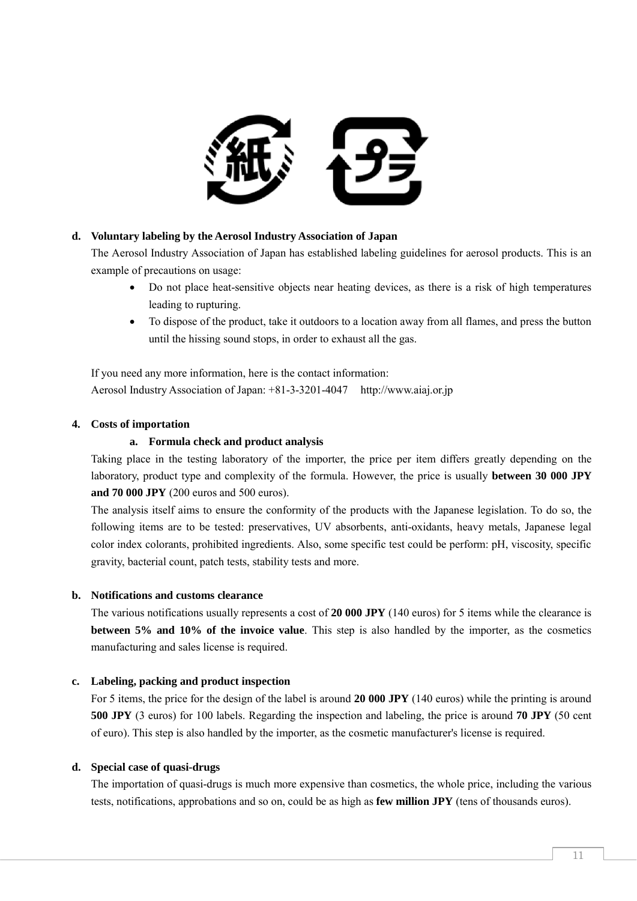**d. Voluntary labeling by the Aerosol Industry Association of Japan**

The Aerosol Industry Association of Japan has established labeling guidelines for aerosol products. This is an example of precautions on usage:

- Do not place heat-sensitive objects near heating devices, as there is a risk of high temperatures leading to rupturing.
- To dispose of the product, take it outdoors to a location away from all flames, and press the button until the hissing sound stops, in order to exhaust all the gas.

If you need any more information, here is the contact information:
Aerosol Industry Association of Japan: +81-3-3201-4047 http://www.aiaj.or.jp

## 4. Costs of importation

### a. Formula check and product analysis

Taking place in the testing laboratory of the importer, the price per item differs greatly depending on the laboratory, product type and complexity of the formula. However, the price is usually **between 30 000 JPY and 70 000 JPY** (200 euros and 500 euros).

The analysis itself aims to ensure the conformity of the products with the Japanese legislation. To do so, the following items are to be tested: preservatives, UV absorbents, anti-oxidants, heavy metals, Japanese legal color index colorants, prohibited ingredients. Also, some specific test could be perform: pH, viscosity, specific gravity, bacterial count, patch tests, stability tests and more.

### b. Notifications and customs clearance

The various notifications usually represents a cost of **20 000 JPY** (140 euros) for 5 items while the clearance is **between 5% and 10% of the invoice value**. This step is also handled by the importer, as the cosmetics manufacturing and sales license is required.

### c. Labeling, packing and product inspection

For 5 items, the price for the design of the label is around **20 000 JPY** (140 euros) while the printing is around **500 JPY** (3 euros) for 100 labels. Regarding the inspection and labeling, the price is around **70 JPY** (50 cent of euro). This step is also handled by the importer, as the cosmetic manufacturer's license is required.

### d. Special case of quasi-drugs

The importation of quasi-drugs is much more expensive than cosmetics, the whole price, including the various tests, notifications, approbations and so on, could be as high as **few million JPY** (tens of thousands euros).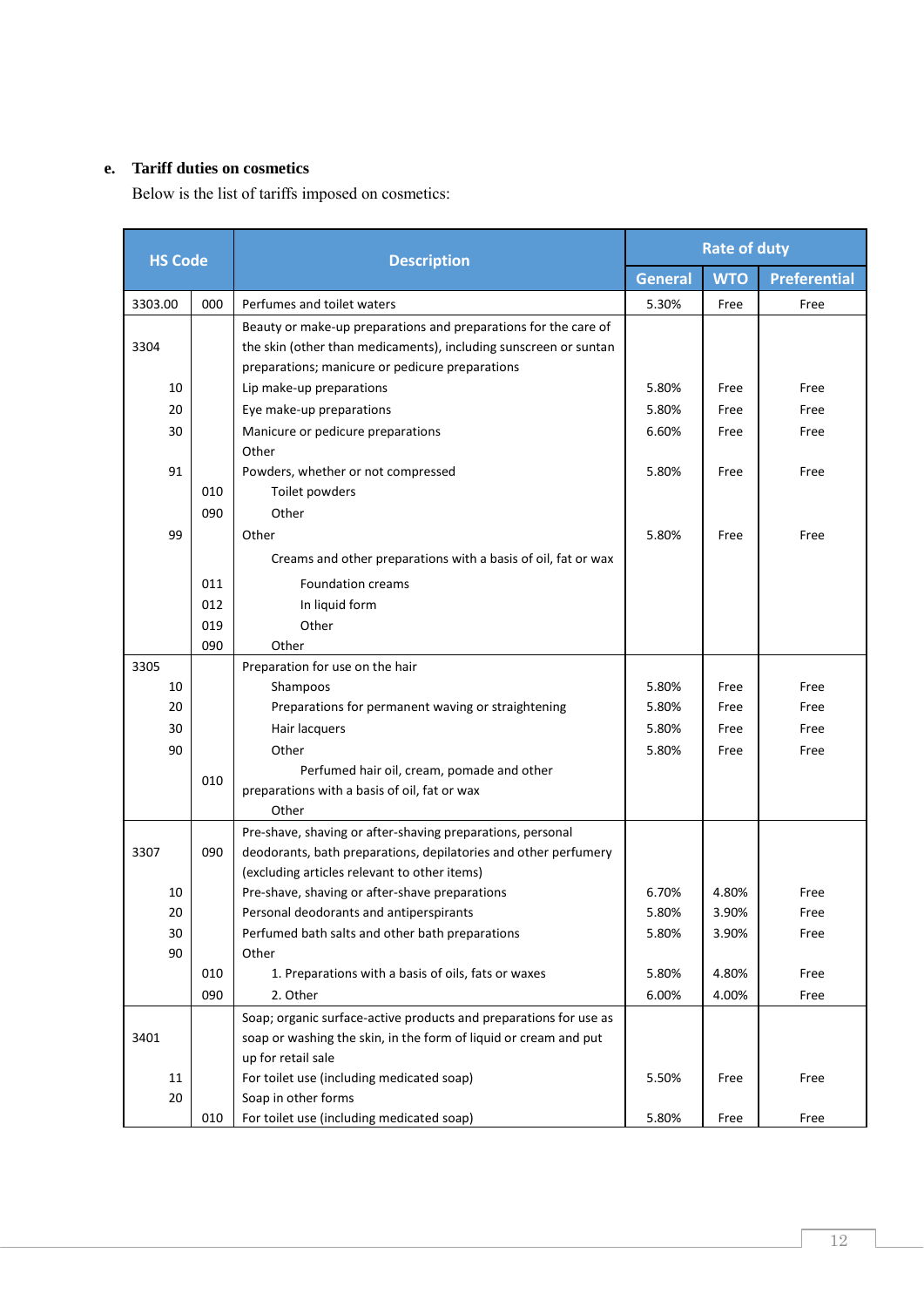**e. Tariff duties on cosmetics**

Below is the list of tariffs imposed on cosmetics:

| HS Code | | Description | Rate of duty | | |
|---|---|---|---|---|---|
| | | | General | WTO | Preferential |
| 3303.00 | 000 | Perfumes and toilet waters | 5.30% | Free | Free |
| 3304 | | Beauty or make-up preparations and preparations for the care of the skin (other than medicaments), including sunscreen or suntan preparations; manicure or pedicure preparations | | | |
| 10 | | Lip make-up preparations | 5.80% | Free | Free |
| 20 | | Eye make-up preparations | 5.80% | Free | Free |
| 30 | | Manicure or pedicure preparations | 6.60% | Free | Free |
| | | Other | | | |
| 91 | | Powders, whether or not compressed | 5.80% | Free | Free |
| | 010 | Toilet powders | | | |
| | 090 | Other | | | |
| 99 | | Other | 5.80% | Free | Free |
| | | Creams and other preparations with a basis of oil, fat or wax | | | |
| | 011 | Foundation creams | | | |
| | 012 | In liquid form | | | |
| | 019 | Other | | | |
| | 090 | Other | | | |
| 3305 | | Preparation for use on the hair | | | |
| 10 | | Shampoos | 5.80% | Free | Free |
| 20 | | Preparations for permanent waving or straightening | 5.80% | Free | Free |
| 30 | | Hair lacquers | 5.80% | Free | Free |
| 90 | | Other | 5.80% | Free | Free |
| | 010 | Perfumed hair oil, cream, pomade and other preparations with a basis of oil, fat or wax | | | |
| | | Other | | | |
| 3307 | 090 | Pre-shave, shaving or after-shaving preparations, personal deodorants, bath preparations, depilatories and other perfumery (excluding articles relevant to other items) | | | |
| 10 | | Pre-shave, shaving or after-shave preparations | 6.70% | 4.80% | Free |
| 20 | | Personal deodorants and antiperspirants | 5.80% | 3.90% | Free |
| 30 | | Perfumed bath salts and other bath preparations | 5.80% | 3.90% | Free |
| 90 | | Other | | | |
| | 010 | 1. Preparations with a basis of oils, fats or waxes | 5.80% | 4.80% | Free |
| | 090 | 2. Other | 6.00% | 4.00% | Free |
| 3401 | | Soap; organic surface-active products and preparations for use as soap or washing the skin, in the form of liquid or cream and put up for retail sale | | | |
| 11 | | For toilet use (including medicated soap) | 5.50% | Free | Free |
| 20 | | Soap in other forms | | | |
| | 010 | For toilet use (including medicated soap) | 5.80% | Free | Free |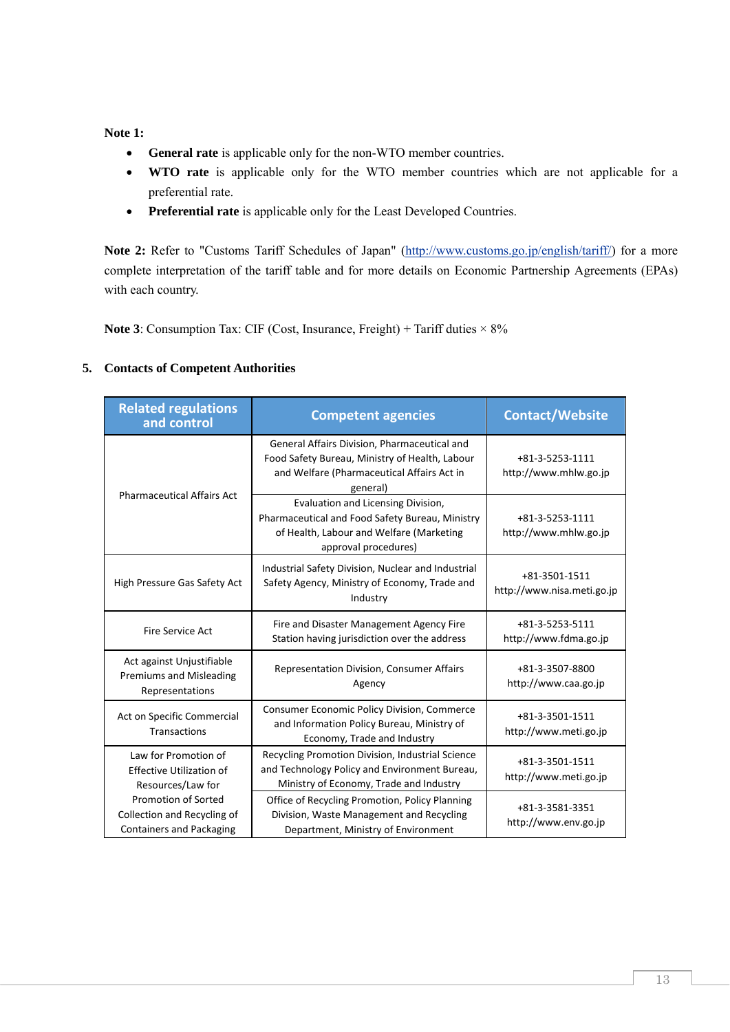**Note 1:**

- **General rate** is applicable only for the non-WTO member countries.
- **WTO rate** is applicable only for the WTO member countries which are not applicable for a preferential rate.
- **Preferential rate** is applicable only for the Least Developed Countries.

**Note 2:** Refer to "Customs Tariff Schedules of Japan" (http://www.customs.go.jp/english/tariff/) for a more complete interpretation of the tariff table and for more details on Economic Partnership Agreements (EPAs) with each country.

**Note 3**: Consumption Tax: CIF (Cost, Insurance, Freight) + Tariff duties × 8%

## 5. Contacts of Competent Authorities

| Related regulations and control | Competent agencies | Contact/Website |
|---|---|---|
| Pharmaceutical Affairs Act | General Affairs Division, Pharmaceutical and Food Safety Bureau, Ministry of Health, Labour and Welfare (Pharmaceutical Affairs Act in general) | +81-3-5253-1111<br>http://www.mhlw.go.jp |
| | Evaluation and Licensing Division, Pharmaceutical and Food Safety Bureau, Ministry of Health, Labour and Welfare (Marketing approval procedures) | +81-3-5253-1111<br>http://www.mhlw.go.jp |
| High Pressure Gas Safety Act | Industrial Safety Division, Nuclear and Industrial Safety Agency, Ministry of Economy, Trade and Industry | +81-3501-1511<br>http://www.nisa.meti.go.jp |
| Fire Service Act | Fire and Disaster Management Agency Fire Station having jurisdiction over the address | +81-3-5253-5111<br>http://www.fdma.go.jp |
| Act against Unjustifiable Premiums and Misleading Representations | Representation Division, Consumer Affairs Agency | +81-3-3507-8800<br>http://www.caa.go.jp |
| Act on Specific Commercial Transactions | Consumer Economic Policy Division, Commerce and Information Policy Bureau, Ministry of Economy, Trade and Industry | +81-3-3501-1511<br>http://www.meti.go.jp |
| Law for Promotion of Effective Utilization of Resources/Law for Promotion of Sorted Collection and Recycling of Containers and Packaging | Recycling Promotion Division, Industrial Science and Technology Policy and Environment Bureau, Ministry of Economy, Trade and Industry | +81-3-3501-1511<br>http://www.meti.go.jp |
| | Office of Recycling Promotion, Policy Planning Division, Waste Management and Recycling Department, Ministry of Environment | +81-3-3581-3351<br>http://www.env.go.jp |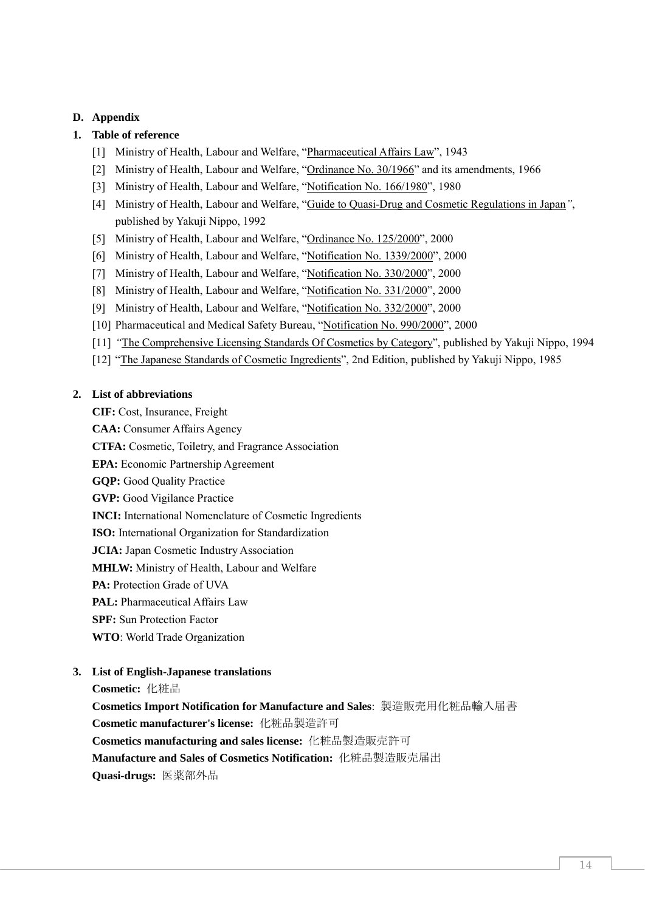## D. Appendix

### 1. Table of reference

[1] Ministry of Health, Labour and Welfare, "Pharmaceutical Affairs Law", 1943

[2] Ministry of Health, Labour and Welfare, "Ordinance No. 30/1966" and its amendments, 1966

[3] Ministry of Health, Labour and Welfare, "Notification No. 166/1980", 1980

[4] Ministry of Health, Labour and Welfare, "Guide to Quasi-Drug and Cosmetic Regulations in Japan", published by Yakuji Nippo, 1992

[5] Ministry of Health, Labour and Welfare, "Ordinance No. 125/2000", 2000

[6] Ministry of Health, Labour and Welfare, "Notification No. 1339/2000", 2000

[7] Ministry of Health, Labour and Welfare, "Notification No. 330/2000", 2000

[8] Ministry of Health, Labour and Welfare, "Notification No. 331/2000", 2000

[9] Ministry of Health, Labour and Welfare, "Notification No. 332/2000", 2000

[10] Pharmaceutical and Medical Safety Bureau, "Notification No. 990/2000", 2000

[11] "The Comprehensive Licensing Standards Of Cosmetics by Category", published by Yakuji Nippo, 1994

[12] "The Japanese Standards of Cosmetic Ingredients", 2nd Edition, published by Yakuji Nippo, 1985

### 2. List of abbreviations

**CIF:** Cost, Insurance, Freight

**CAA:** Consumer Affairs Agency

**CTFA:** Cosmetic, Toiletry, and Fragrance Association

**EPA:** Economic Partnership Agreement

**GQP:** Good Quality Practice

**GVP:** Good Vigilance Practice

**INCI:** International Nomenclature of Cosmetic Ingredients

**ISO:** International Organization for Standardization

**JCIA:** Japan Cosmetic Industry Association

**MHLW:** Ministry of Health, Labour and Welfare

**PA:** Protection Grade of UVA

**PAL:** Pharmaceutical Affairs Law

**SPF:** Sun Protection Factor

**WTO**: World Trade Organization

### 3. List of English-Japanese translations

**Cosmetic:** 化粧品

**Cosmetics Import Notification for Manufacture and Sales**: 製造販売用化粧品輸入届書

**Cosmetic manufacturer's license:** 化粧品製造許可

**Cosmetics manufacturing and sales license:** 化粧品製造販売許可

**Manufacture and Sales of Cosmetics Notification:** 化粧品製造販売届出

**Quasi-drugs:** 医薬部外品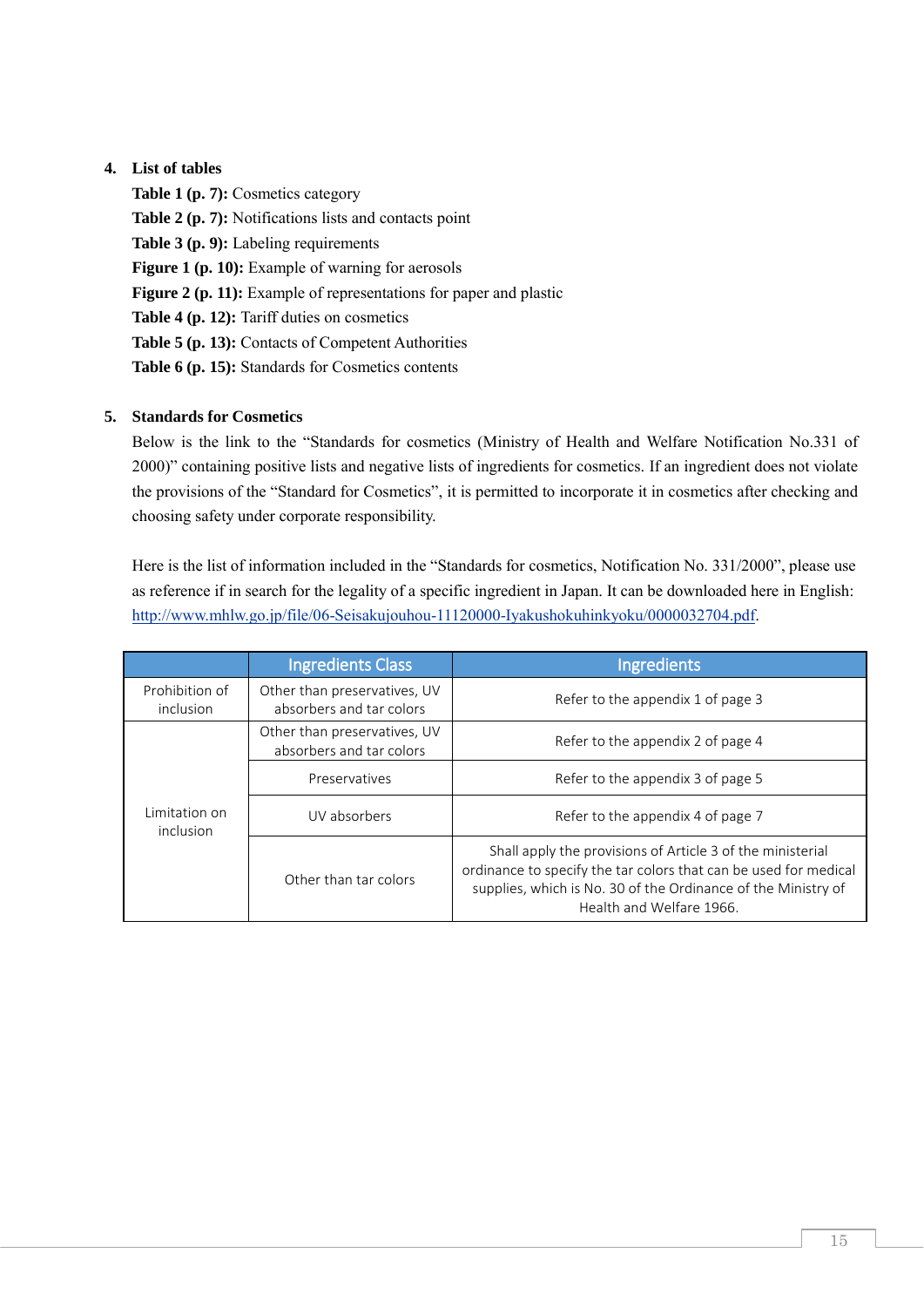4. **List of tables**

   **Table 1 (p. 7):** Cosmetics category
   **Table 2 (p. 7):** Notifications lists and contacts point
   **Table 3 (p. 9):** Labeling requirements
   **Figure 1 (p. 10):** Example of warning for aerosols
   **Figure 2 (p. 11):** Example of representations for paper and plastic
   **Table 4 (p. 12):** Tariff duties on cosmetics
   **Table 5 (p. 13):** Contacts of Competent Authorities
   **Table 6 (p. 15):** Standards for Cosmetics contents

5. **Standards for Cosmetics**

   Below is the link to the "Standards for cosmetics (Ministry of Health and Welfare Notification No.331 of 2000)" containing positive lists and negative lists of ingredients for cosmetics. If an ingredient does not violate the provisions of the "Standard for Cosmetics", it is permitted to incorporate it in cosmetics after checking and choosing safety under corporate responsibility.

   Here is the list of information included in the "Standards for cosmetics, Notification No. 331/2000", please use as reference if in search for the legality of a specific ingredient in Japan. It can be downloaded here in English: [http://www.mhlw.go.jp/file/06-Seisakujouhou-11120000-Iyakushokuhinkyoku/0000032704.pdf](http://www.mhlw.go.jp/file/06-Seisakujouhou-11120000-Iyakushokuhinkyoku/0000032704.pdf).

| | Ingredients Class | Ingredients |
|---|---|---|
| Prohibition of inclusion | Other than preservatives, UV absorbers and tar colors | Refer to the appendix 1 of page 3 |
| Limitation on inclusion | Other than preservatives, UV absorbers and tar colors | Refer to the appendix 2 of page 4 |
| | Preservatives | Refer to the appendix 3 of page 5 |
| | UV absorbers | Refer to the appendix 4 of page 7 |
| | Other than tar colors | Shall apply the provisions of Article 3 of the ministerial ordinance to specify the tar colors that can be used for medical supplies, which is No. 30 of the Ordinance of the Ministry of Health and Welfare 1966. |